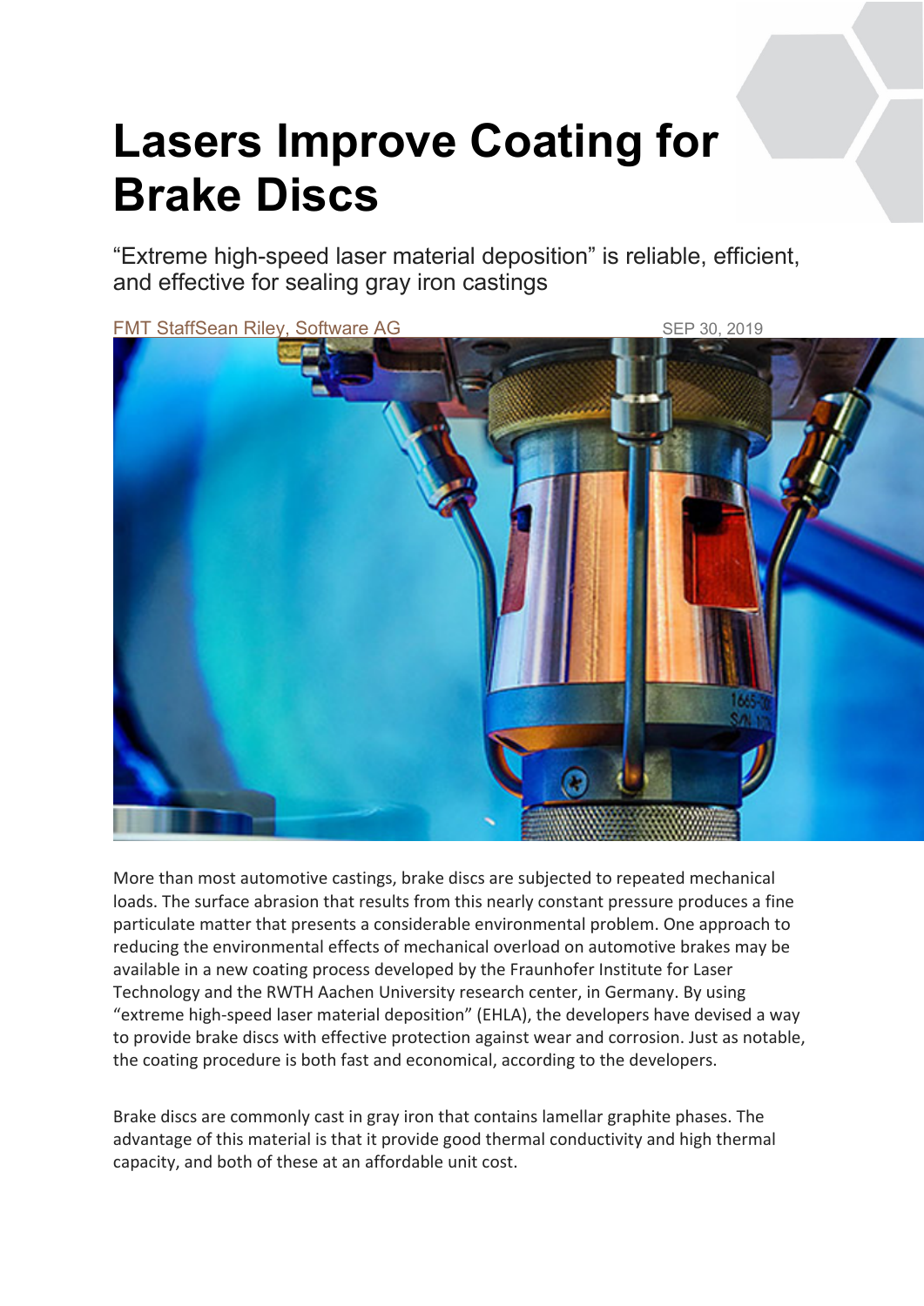# Lasers Improve Coating for Brake Discs

"Extreme high-speed laser material deposition" is reliable, efficient, and effective for sealing gray iron castings

FMT StaffSean Riley, Software AG SEP 30, 2019

More than most automotive castings, brake discs are subjected to repeated mechanical loads. The surface abrasion that results from this nearly constant pressure produces a fine particulate matter that presents a considerable environmental problem. One approach to reducing the environmental effects of mechanical overload on automotive brakes may be available in a new coating process developed by the Fraunhofer Institute for Laser Technology and the RWTH Aachen University research center, in Germany. By using "extreme high-speed laser material deposition" (EHLA), the developers have devised a way to provide brake discs with effective protection against wear and corrosion. Just as notable, the coating procedure is both fast and economical, according to the developers.

Brake discs are commonly cast in gray iron that contains lamellar graphite phases. The advantage of this material is that it provide good thermal conductivity and high thermal capacity, and both of these at an affordable unit cost.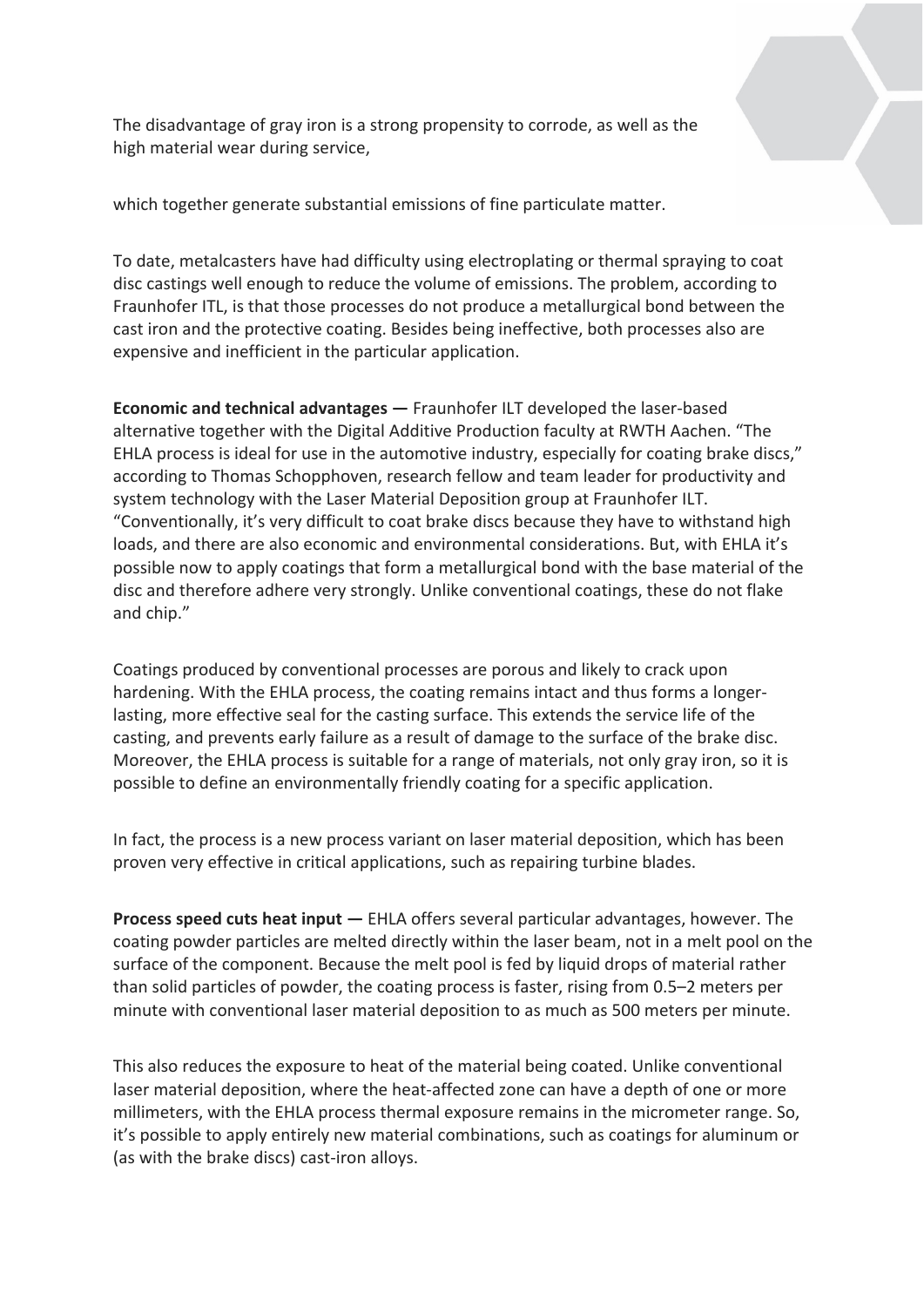The disadvantage of gray iron is a strong propensity to corrode, as well as the high material wear during service,

which together generate substantial emissions of fine particulate matter.

To date, metalcasters have had difficulty using electroplating or thermal spraying to coat disc castings well enough to reduce the volume of emissions. The problem, according to Fraunhofer ITL, is that those processes do not produce a metallurgical bond between the cast iron and the protective coating. Besides being ineffective, both processes also are expensive and inefficient in the particular application.

**Economic and technical advantages —** Fraunhofer ILT developed the laser-based alternative together with the Digital Additive Production faculty at RWTH Aachen. "The EHLA process is ideal for use in the automotive industry, especially for coating brake discs," according to Thomas Schopphoven, research fellow and team leader for productivity and system technology with the Laser Material Deposition group at Fraunhofer ILT. "Conventionally, it's very difficult to coat brake discs because they have to withstand high loads, and there are also economic and environmental considerations. But, with EHLA it's possible now to apply coatings that form a metallurgical bond with the base material of the disc and therefore adhere very strongly. Unlike conventional coatings, these do not flake and chip."

Coatings produced by conventional processes are porous and likely to crack upon hardening. With the EHLA process, the coating remains intact and thus forms a longer-lasting, more effective seal for the casting surface. This extends the service life of the casting, and prevents early failure as a result of damage to the surface of the brake disc. Moreover, the EHLA process is suitable for a range of materials, not only gray iron, so it is possible to define an environmentally friendly coating for a specific application.

In fact, the process is a new process variant on laser material deposition, which has been proven very effective in critical applications, such as repairing turbine blades.

**Process speed cuts heat input —** EHLA offers several particular advantages, however. The coating powder particles are melted directly within the laser beam, not in a melt pool on the surface of the component. Because the melt pool is fed by liquid drops of material rather than solid particles of powder, the coating process is faster, rising from 0.5–2 meters per minute with conventional laser material deposition to as much as 500 meters per minute.

This also reduces the exposure to heat of the material being coated. Unlike conventional laser material deposition, where the heat-affected zone can have a depth of one or more millimeters, with the EHLA process thermal exposure remains in the micrometer range. So, it's possible to apply entirely new material combinations, such as coatings for aluminum or (as with the brake discs) cast-iron alloys.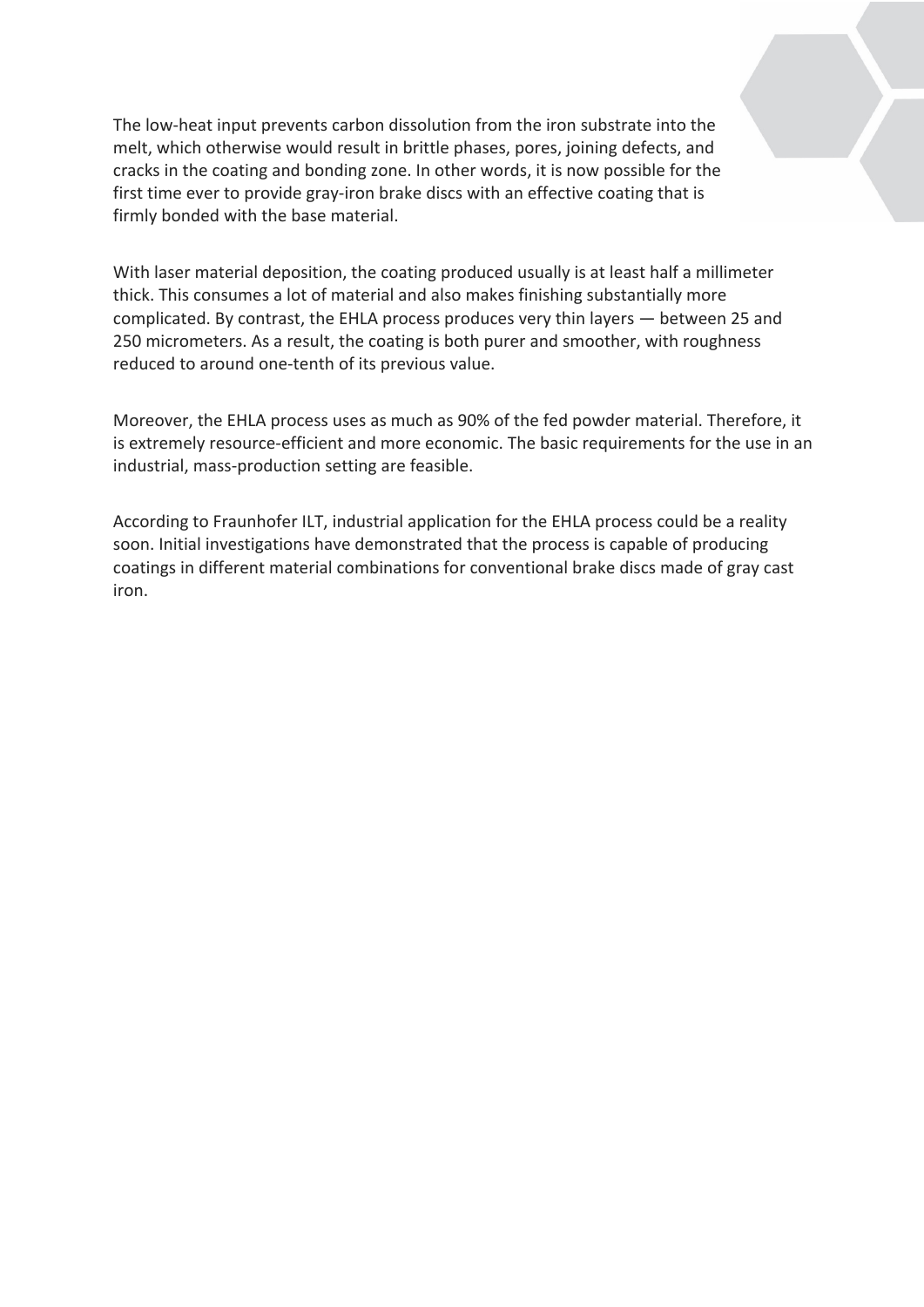The low-heat input prevents carbon dissolution from the iron substrate into the melt, which otherwise would result in brittle phases, pores, joining defects, and cracks in the coating and bonding zone. In other words, it is now possible for the first time ever to provide gray-iron brake discs with an effective coating that is firmly bonded with the base material.

With laser material deposition, the coating produced usually is at least half a millimeter thick. This consumes a lot of material and also makes finishing substantially more complicated. By contrast, the EHLA process produces very thin layers — between 25 and 250 micrometers. As a result, the coating is both purer and smoother, with roughness reduced to around one-tenth of its previous value.

Moreover, the EHLA process uses as much as 90% of the fed powder material. Therefore, it is extremely resource-efficient and more economic. The basic requirements for the use in an industrial, mass-production setting are feasible.

According to Fraunhofer ILT, industrial application for the EHLA process could be a reality soon. Initial investigations have demonstrated that the process is capable of producing coatings in different material combinations for conventional brake discs made of gray cast iron.